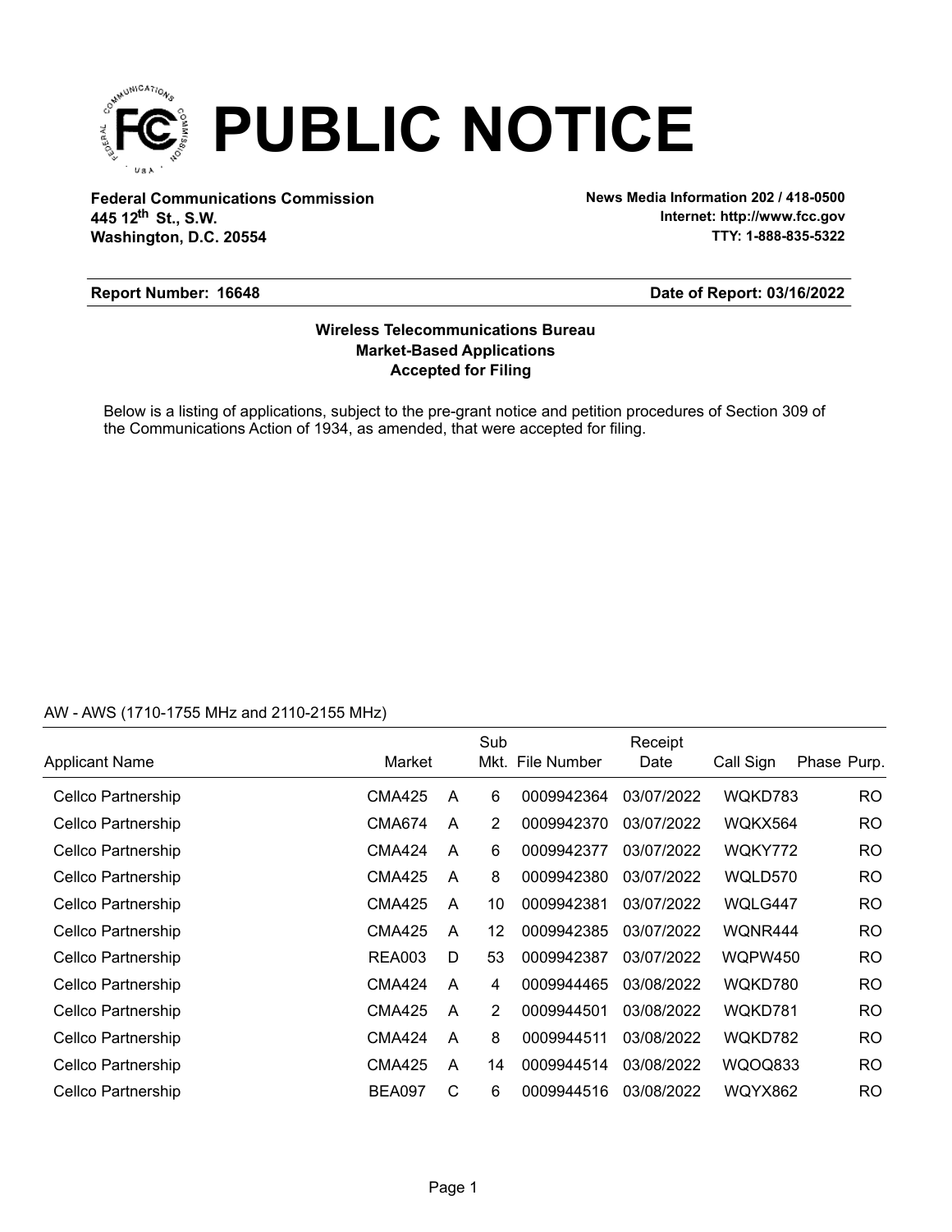# PUBLIC NOTICE

**Federal Communications Commission**
**445 12th St., S.W.**
**Washington, D.C. 20554**

**News Media Information 202 / 418-0500**
**Internet: http://www.fcc.gov**
**TTY: 1-888-835-5322**

**Report Number: 16648** **Date of Report: 03/16/2022**

**Wireless Telecommunications Bureau**
**Market-Based Applications**
**Accepted for Filing**

Below is a listing of applications, subject to the pre-grant notice and petition procedures of Section 309 of the Communications Action of 1934, as amended, that were accepted for filing.

AW - AWS (1710-1755 MHz and 2110-2155 MHz)

| Applicant Name | Market | | Sub Mkt. | File Number | Receipt Date | Call Sign | Phase | Purp. |
|---|---|---|---|---|---|---|---|---|
| Cellco Partnership | CMA425 | A | 6 | 0009942364 | 03/07/2022 | WQKD783 | | RO |
| Cellco Partnership | CMA674 | A | 2 | 0009942370 | 03/07/2022 | WQKX564 | | RO |
| Cellco Partnership | CMA424 | A | 6 | 0009942377 | 03/07/2022 | WQKY772 | | RO |
| Cellco Partnership | CMA425 | A | 8 | 0009942380 | 03/07/2022 | WQLD570 | | RO |
| Cellco Partnership | CMA425 | A | 10 | 0009942381 | 03/07/2022 | WQLG447 | | RO |
| Cellco Partnership | CMA425 | A | 12 | 0009942385 | 03/07/2022 | WQNR444 | | RO |
| Cellco Partnership | REA003 | D | 53 | 0009942387 | 03/07/2022 | WQPW450 | | RO |
| Cellco Partnership | CMA424 | A | 4 | 0009944465 | 03/08/2022 | WQKD780 | | RO |
| Cellco Partnership | CMA425 | A | 2 | 0009944501 | 03/08/2022 | WQKD781 | | RO |
| Cellco Partnership | CMA424 | A | 8 | 0009944511 | 03/08/2022 | WQKD782 | | RO |
| Cellco Partnership | CMA425 | A | 14 | 0009944514 | 03/08/2022 | WQOQ833 | | RO |
| Cellco Partnership | BEA097 | C | 6 | 0009944516 | 03/08/2022 | WQYX862 | | RO |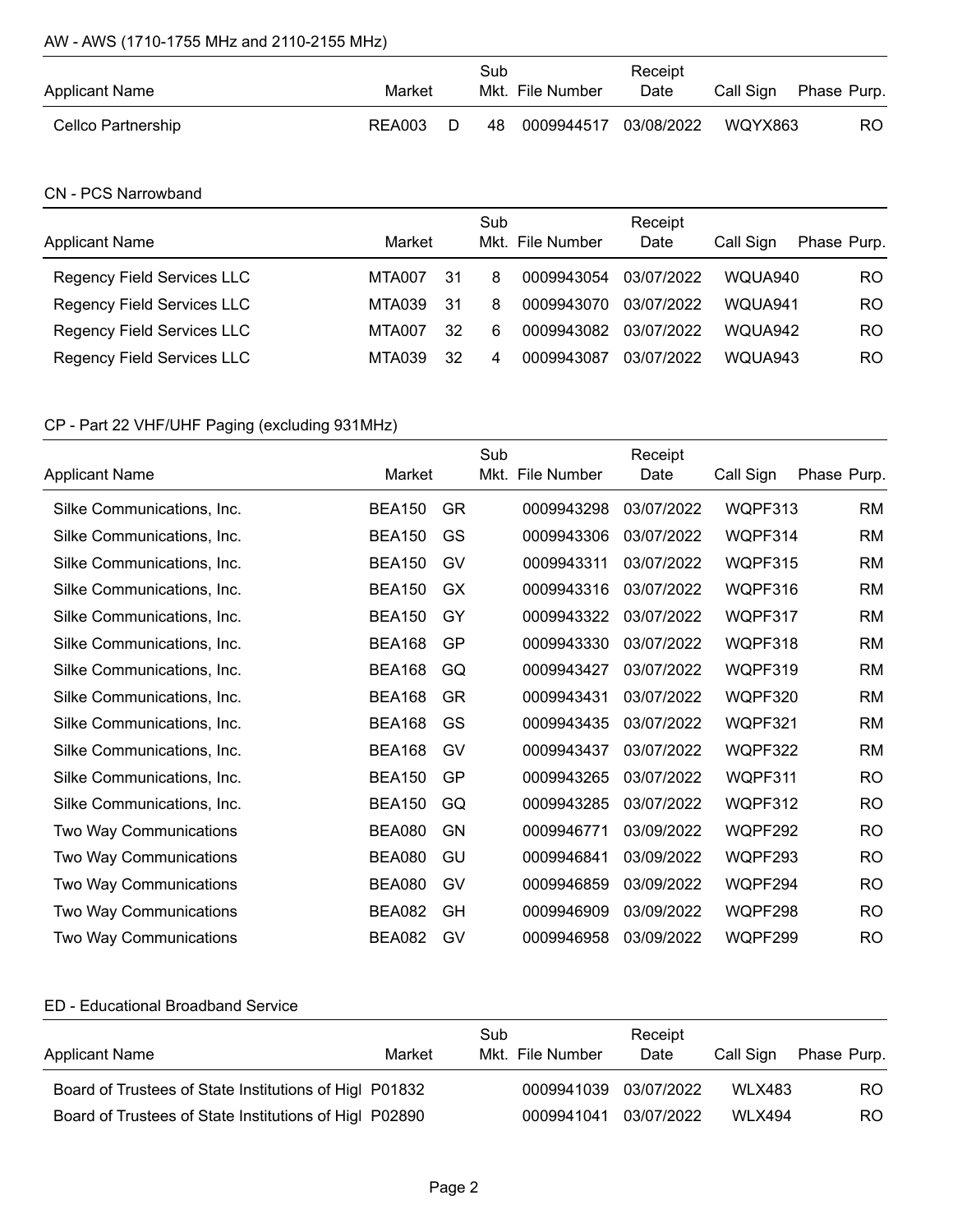## AW - AWS (1710-1755 MHz and 2110-2155 MHz)

| Applicant Name | Market | | Sub Mkt. | File Number | Receipt Date | Call Sign | Phase | Purp. |
|---|---|---|---|---|---|---|---|---|
| Cellco Partnership | REA003 | D | 48 | 0009944517 | 03/08/2022 | WQYX863 | | RO |

## CN - PCS Narrowband

| Applicant Name | Market | | Sub Mkt. | File Number | Receipt Date | Call Sign | Phase | Purp. |
|---|---|---|---|---|---|---|---|---|
| Regency Field Services LLC | MTA007 | 31 | 8 | 0009943054 | 03/07/2022 | WQUA940 | | RO |
| Regency Field Services LLC | MTA039 | 31 | 8 | 0009943070 | 03/07/2022 | WQUA941 | | RO |
| Regency Field Services LLC | MTA007 | 32 | 6 | 0009943082 | 03/07/2022 | WQUA942 | | RO |
| Regency Field Services LLC | MTA039 | 32 | 4 | 0009943087 | 03/07/2022 | WQUA943 | | RO |

## CP - Part 22 VHF/UHF Paging (excluding 931MHz)

| Applicant Name | Market | | Sub Mkt. | File Number | Receipt Date | Call Sign | Phase | Purp. |
|---|---|---|---|---|---|---|---|---|
| Silke Communications, Inc. | BEA150 | GR | | 0009943298 | 03/07/2022 | WQPF313 | | RM |
| Silke Communications, Inc. | BEA150 | GS | | 0009943306 | 03/07/2022 | WQPF314 | | RM |
| Silke Communications, Inc. | BEA150 | GV | | 0009943311 | 03/07/2022 | WQPF315 | | RM |
| Silke Communications, Inc. | BEA150 | GX | | 0009943316 | 03/07/2022 | WQPF316 | | RM |
| Silke Communications, Inc. | BEA150 | GY | | 0009943322 | 03/07/2022 | WQPF317 | | RM |
| Silke Communications, Inc. | BEA168 | GP | | 0009943330 | 03/07/2022 | WQPF318 | | RM |
| Silke Communications, Inc. | BEA168 | GQ | | 0009943427 | 03/07/2022 | WQPF319 | | RM |
| Silke Communications, Inc. | BEA168 | GR | | 0009943431 | 03/07/2022 | WQPF320 | | RM |
| Silke Communications, Inc. | BEA168 | GS | | 0009943435 | 03/07/2022 | WQPF321 | | RM |
| Silke Communications, Inc. | BEA168 | GV | | 0009943437 | 03/07/2022 | WQPF322 | | RM |
| Silke Communications, Inc. | BEA150 | GP | | 0009943265 | 03/07/2022 | WQPF311 | | RO |
| Silke Communications, Inc. | BEA150 | GQ | | 0009943285 | 03/07/2022 | WQPF312 | | RO |
| Two Way Communications | BEA080 | GN | | 0009946771 | 03/09/2022 | WQPF292 | | RO |
| Two Way Communications | BEA080 | GU | | 0009946841 | 03/09/2022 | WQPF293 | | RO |
| Two Way Communications | BEA080 | GV | | 0009946859 | 03/09/2022 | WQPF294 | | RO |
| Two Way Communications | BEA082 | GH | | 0009946909 | 03/09/2022 | WQPF298 | | RO |
| Two Way Communications | BEA082 | GV | | 0009946958 | 03/09/2022 | WQPF299 | | RO |

## ED - Educational Broadband Service

| Applicant Name | Market | | Sub Mkt. | File Number | Receipt Date | Call Sign | Phase | Purp. |
|---|---|---|---|---|---|---|---|---|
| Board of Trustees of State Institutions of Higl | P01832 | | | 0009941039 | 03/07/2022 | WLX483 | | RO |
| Board of Trustees of State Institutions of Higl | P02890 | | | 0009941041 | 03/07/2022 | WLX494 | | RO |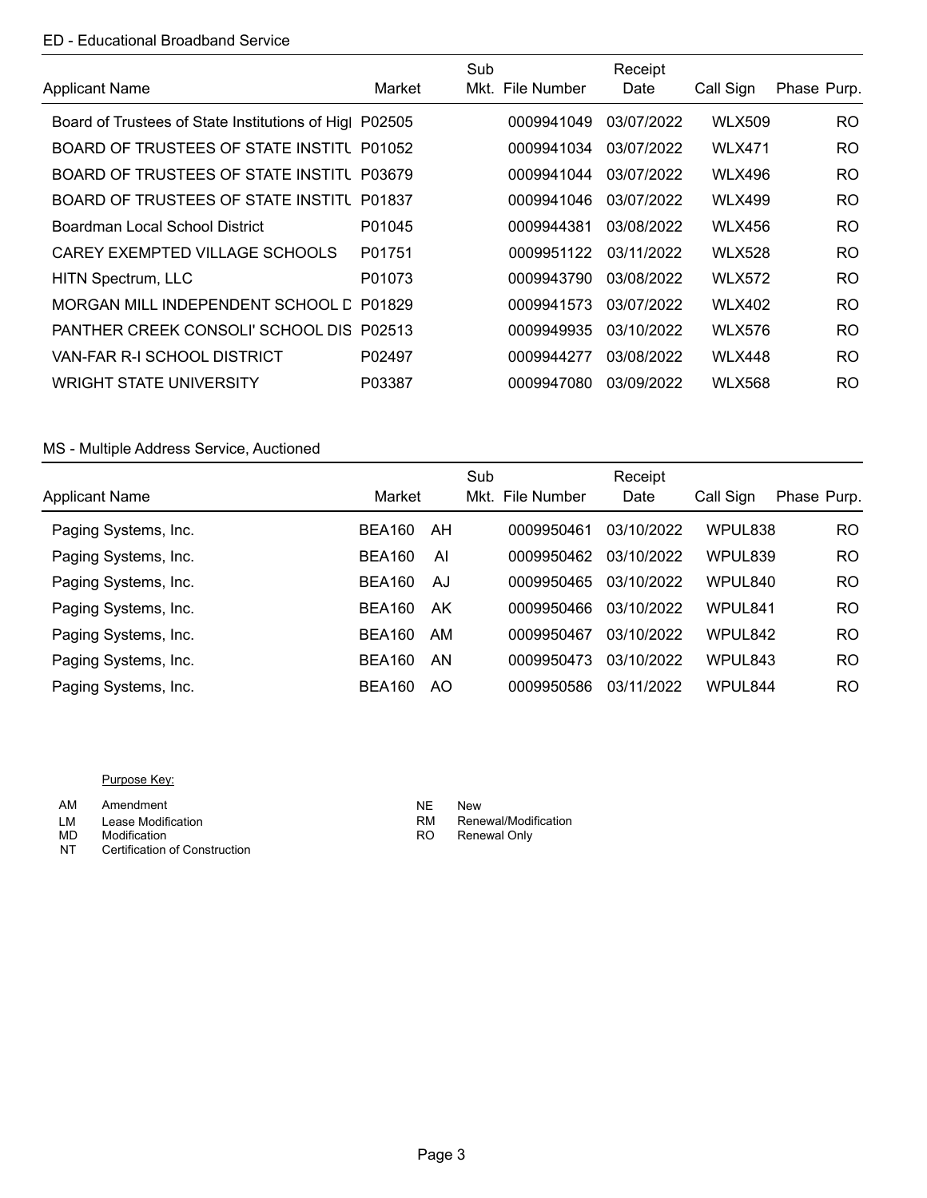## ED - Educational Broadband Service

| Applicant Name | Market | Sub Mkt. | File Number | Receipt Date | Call Sign | Phase | Purp. |
|---|---|---|---|---|---|---|---|
| Board of Trustees of State Institutions of Higl | P02505 | | 0009941049 | 03/07/2022 | WLX509 | | RO |
| BOARD OF TRUSTEES OF STATE INSTITU | P01052 | | 0009941034 | 03/07/2022 | WLX471 | | RO |
| BOARD OF TRUSTEES OF STATE INSTITU | P03679 | | 0009941044 | 03/07/2022 | WLX496 | | RO |
| BOARD OF TRUSTEES OF STATE INSTITU | P01837 | | 0009941046 | 03/07/2022 | WLX499 | | RO |
| Boardman Local School District | P01045 | | 0009944381 | 03/08/2022 | WLX456 | | RO |
| CAREY EXEMPTED VILLAGE SCHOOLS | P01751 | | 0009951122 | 03/11/2022 | WLX528 | | RO |
| HITN Spectrum, LLC | P01073 | | 0009943790 | 03/08/2022 | WLX572 | | RO |
| MORGAN MILL INDEPENDENT SCHOOL D | P01829 | | 0009941573 | 03/07/2022 | WLX402 | | RO |
| PANTHER CREEK CONSOLI' SCHOOL DIS | P02513 | | 0009949935 | 03/10/2022 | WLX576 | | RO |
| VAN-FAR R-I SCHOOL DISTRICT | P02497 | | 0009944277 | 03/08/2022 | WLX448 | | RO |
| WRIGHT STATE UNIVERSITY | P03387 | | 0009947080 | 03/09/2022 | WLX568 | | RO |

## MS - Multiple Address Service, Auctioned

| Applicant Name | Market | Sub Mkt. | File Number | Receipt Date | Call Sign | Phase | Purp. |
|---|---|---|---|---|---|---|---|
| Paging Systems, Inc. | BEA160 | AH | 0009950461 | 03/10/2022 | WPUL838 | | RO |
| Paging Systems, Inc. | BEA160 | AI | 0009950462 | 03/10/2022 | WPUL839 | | RO |
| Paging Systems, Inc. | BEA160 | AJ | 0009950465 | 03/10/2022 | WPUL840 | | RO |
| Paging Systems, Inc. | BEA160 | AK | 0009950466 | 03/10/2022 | WPUL841 | | RO |
| Paging Systems, Inc. | BEA160 | AM | 0009950467 | 03/10/2022 | WPUL842 | | RO |
| Paging Systems, Inc. | BEA160 | AN | 0009950473 | 03/10/2022 | WPUL843 | | RO |
| Paging Systems, Inc. | BEA160 | AO | 0009950586 | 03/11/2022 | WPUL844 | | RO |

Purpose Key:

| | | | |
|---|---|---|---|
| AM | Amendment | NE | New |
| LM | Lease Modification | RM | Renewal/Modification |
| MD | Modification | RO | Renewal Only |
| NT | Certification of Construction | | |